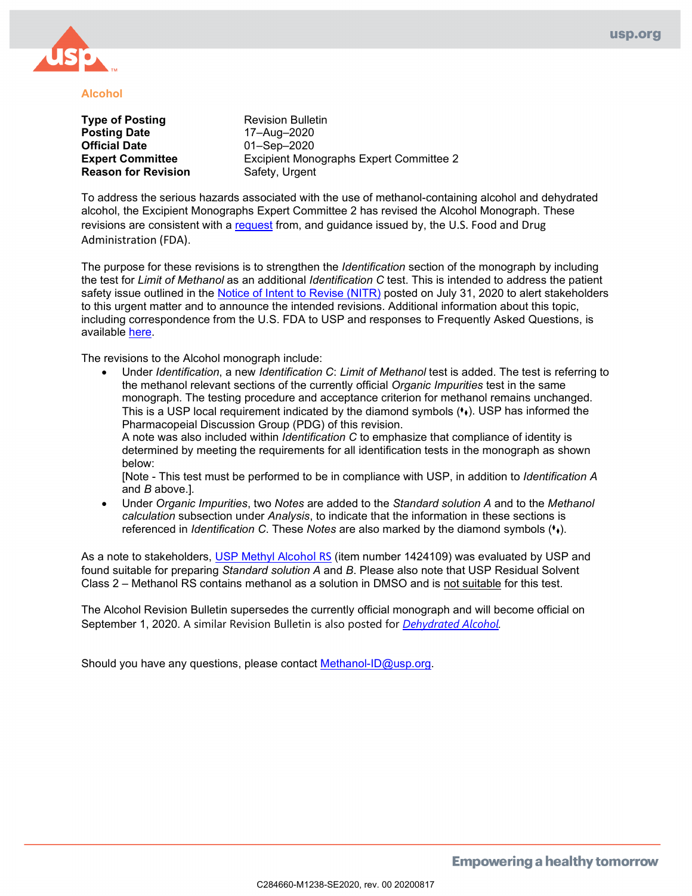# Alcohol

| | |
|---|---|
| **Type of Posting** | Revision Bulletin |
| **Posting Date** | 17–Aug–2020 |
| **Official Date** | 01–Sep–2020 |
| **Expert Committee** | Excipient Monographs Expert Committee 2 |
| **Reason for Revision** | Safety, Urgent |

To address the serious hazards associated with the use of methanol-containing alcohol and dehydrated alcohol, the Excipient Monographs Expert Committee 2 has revised the Alcohol Monograph. These revisions are consistent with a request from, and guidance issued by, the U.S. Food and Drug Administration (FDA).

The purpose for these revisions is to strengthen the *Identification* section of the monograph by including the test for *Limit of Methanol* as an additional *Identification C* test. This is intended to address the patient safety issue outlined in the Notice of Intent to Revise (NITR) posted on July 31, 2020 to alert stakeholders to this urgent matter and to announce the intended revisions. Additional information about this topic, including correspondence from the U.S. FDA to USP and responses to Frequently Asked Questions, is available here.

The revisions to the Alcohol monograph include:

- Under *Identification*, a new *Identification C*: *Limit of Methanol* test is added. The test is referring to the methanol relevant sections of the currently official *Organic Impurities* test in the same monograph. The testing procedure and acceptance criterion for methanol remains unchanged. This is a USP local requirement indicated by the diamond symbols (♦♦). USP has informed the Pharmacopeial Discussion Group (PDG) of this revision.
  A note was also included within *Identification C* to emphasize that compliance of identity is determined by meeting the requirements for all identification tests in the monograph as shown below:
  [Note - This test must be performed to be in compliance with USP, in addition to *Identification A* and *B* above.].
- Under *Organic Impurities*, two *Notes* are added to the *Standard solution A* and to the *Methanol calculation* subsection under *Analysis*, to indicate that the information in these sections is referenced in *Identification C*. These *Notes* are also marked by the diamond symbols (♦♦).

As a note to stakeholders, USP Methyl Alcohol RS (item number 1424109) was evaluated by USP and found suitable for preparing *Standard solution A* and *B*. Please also note that USP Residual Solvent Class 2 – Methanol RS contains methanol as a solution in DMSO and is not suitable for this test.

The Alcohol Revision Bulletin supersedes the currently official monograph and will become official on September 1, 2020. A similar Revision Bulletin is also posted for *Dehydrated Alcohol*.

Should you have any questions, please contact Methanol-ID@usp.org.

C284660-M1238-SE2020, rev. 00 20200817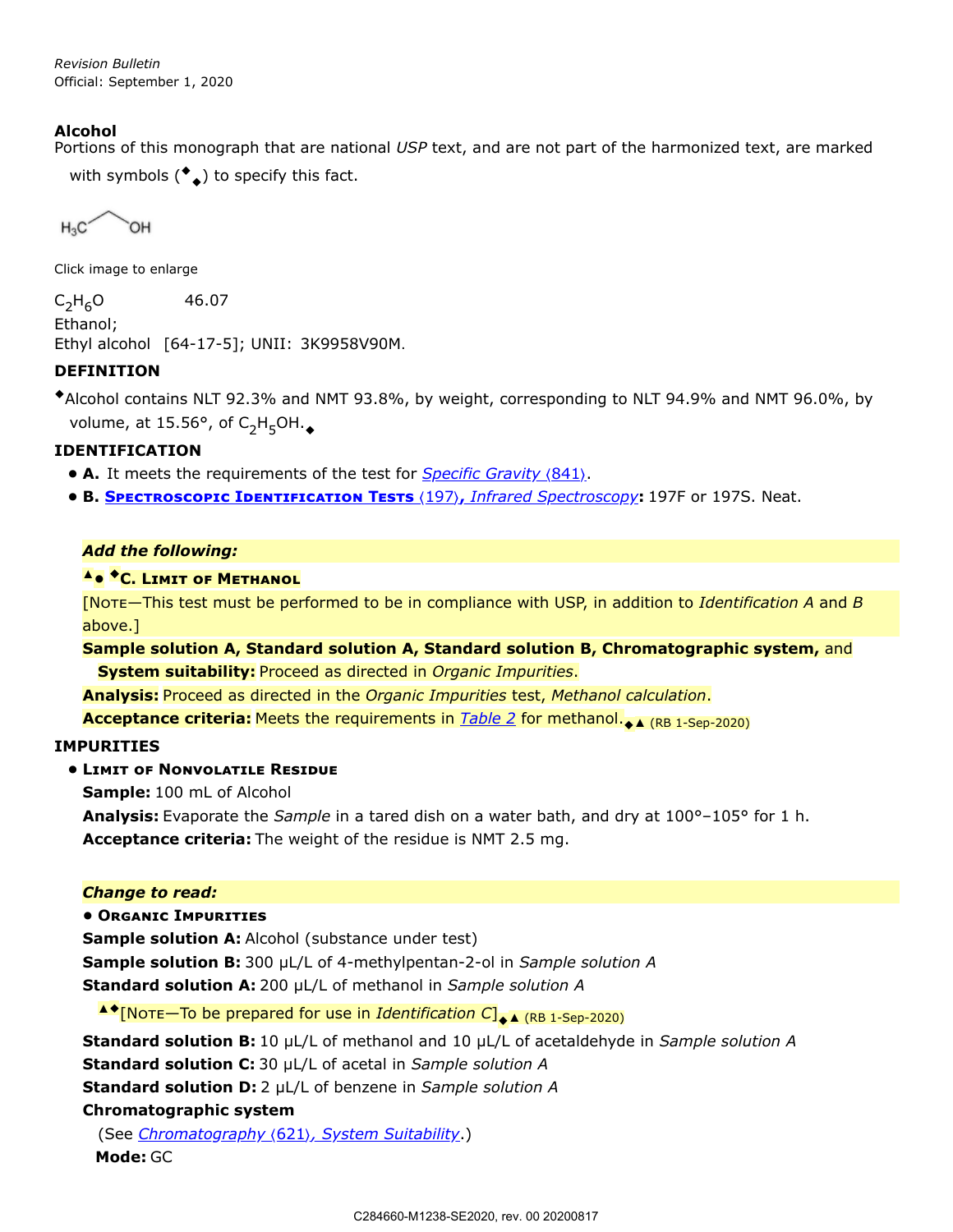*Revision Bulletin*
Official: September 1, 2020

**Alcohol**
Portions of this monograph that are national *USP* text, and are not part of the harmonized text, are marked with symbols (◆◆) to specify this fact.

$H_3C$—OH

Click image to enlarge

$C_2H_6O$ 46.07
Ethanol;
Ethyl alcohol [64-17-5]; UNII: 3K9958V90M.

**DEFINITION**

◆Alcohol contains NLT 92.3% and NMT 93.8%, by weight, corresponding to NLT 94.9% and NMT 96.0%, by volume, at 15.56°, of $C_2H_5OH$.◆

**IDENTIFICATION**

- **A.** It meets the requirements of the test for *Specific Gravity ⟨841⟩*.
- **B. Spectroscopic Identification Tests ⟨197⟩, *Infrared Spectroscopy*:** 197F or 197S. Neat.

***Add the following:***

▲● ◆**C. Limit of Methanol**

[Note—This test must be performed to be in compliance with USP, in addition to *Identification A* and *B* above.]

**Sample solution A, Standard solution A, Standard solution B, Chromatographic system,** and **System suitability:** Proceed as directed in *Organic Impurities*.

**Analysis:** Proceed as directed in the *Organic Impurities* test, *Methanol calculation*.

**Acceptance criteria:** Meets the requirements in *Table 2* for methanol.◆▲ (RB 1-Sep-2020)

**IMPURITIES**

- **Limit of Nonvolatile Residue**

**Sample:** 100 mL of Alcohol

**Analysis:** Evaporate the *Sample* in a tared dish on a water bath, and dry at 100°–105° for 1 h.

**Acceptance criteria:** The weight of the residue is NMT 2.5 mg.

***Change to read:***

- **Organic Impurities**

**Sample solution A:** Alcohol (substance under test)

**Sample solution B:** 300 µL/L of 4-methylpentan-2-ol in *Sample solution A*

**Standard solution A:** 200 µL/L of methanol in *Sample solution A*

▲◆[Note—To be prepared for use in *Identification C*]◆▲ (RB 1-Sep-2020)

**Standard solution B:** 10 µL/L of methanol and 10 µL/L of acetaldehyde in *Sample solution A*

**Standard solution C:** 30 µL/L of acetal in *Sample solution A*

**Standard solution D:** 2 µL/L of benzene in *Sample solution A*

**Chromatographic system**

(See *Chromatography ⟨621⟩, System Suitability*.)

**Mode:** GC

C284660-M1238-SE2020, rev. 00 20200817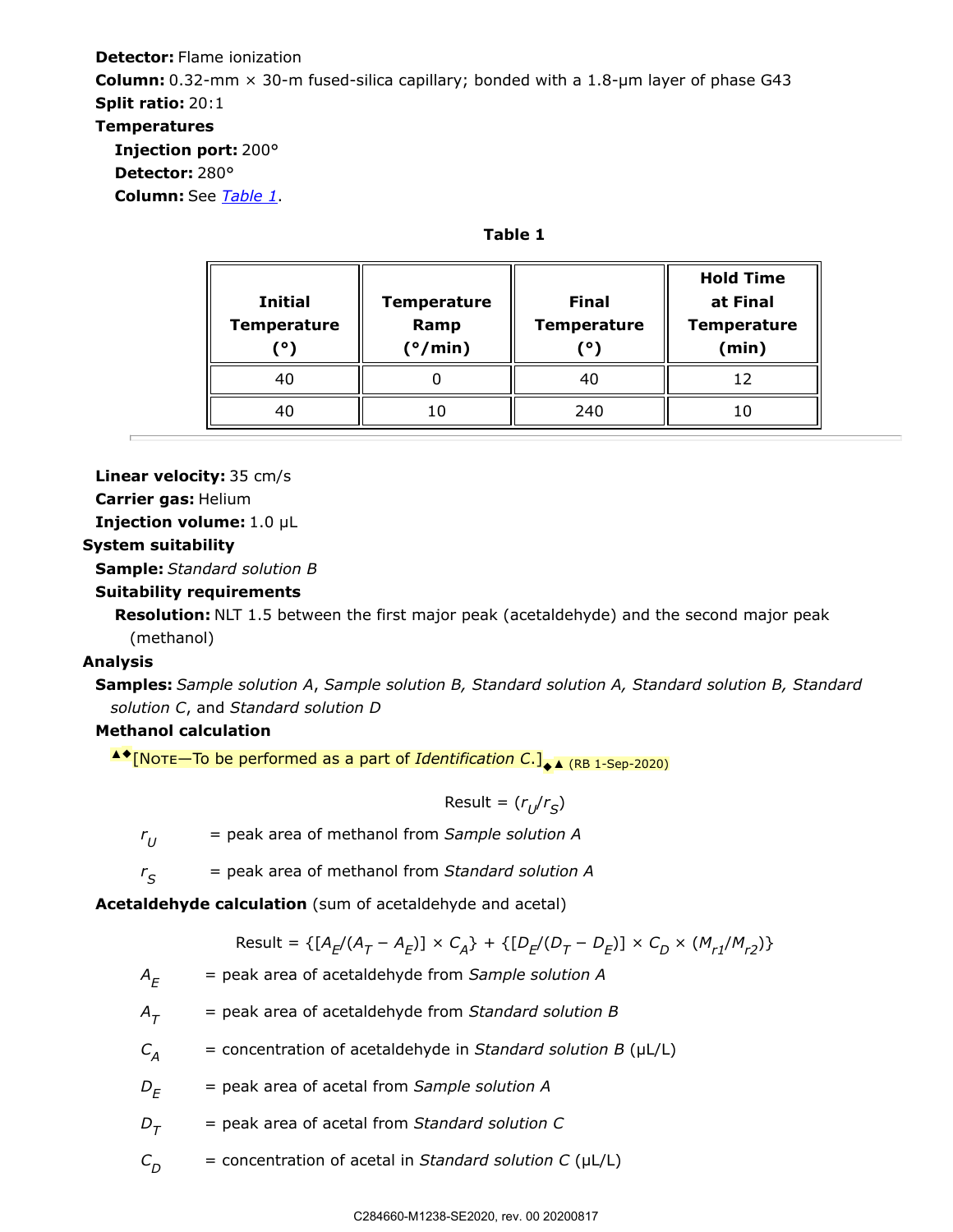**Detector:** Flame ionization

**Column:** 0.32-mm × 30-m fused-silica capillary; bonded with a 1.8-µm layer of phase G43

**Split ratio:** 20:1

**Temperatures**

**Injection port:** 200°

**Detector:** 280°

**Column:** See *Table 1*.

**Table 1**

| Initial Temperature (°) | Temperature Ramp (°/min) | Final Temperature (°) | Hold Time at Final Temperature (min) |
|---|---|---|---|
| 40 | 0 | 40 | 12 |
| 40 | 10 | 240 | 10 |

**Linear velocity:** 35 cm/s

**Carrier gas:** Helium

**Injection volume:** 1.0 µL

**System suitability**

**Sample:** *Standard solution B*

**Suitability requirements**

**Resolution:** NLT 1.5 between the first major peak (acetaldehyde) and the second major peak (methanol)

**Analysis**

**Samples:** *Sample solution A*, *Sample solution B*, *Standard solution A*, *Standard solution B*, *Standard solution C*, and *Standard solution D*

**Methanol calculation**

▲◆[NOTE—To be performed as a part of *Identification C*.]◆▲ (RB 1-Sep-2020)

$$\text{Result} = (r_U/r_S)$$

$r_U$ = peak area of methanol from *Sample solution A*

$r_S$ = peak area of methanol from *Standard solution A*

**Acetaldehyde calculation** (sum of acetaldehyde and acetal)

$$\text{Result} = \{[A_E/(A_T - A_E)] \times C_A\} + \{[D_E/(D_T - D_E)] \times C_D \times (M_{r1}/M_{r2})\}$$

$A_E$ = peak area of acetaldehyde from *Sample solution A*

$A_T$ = peak area of acetaldehyde from *Standard solution B*

$C_A$ = concentration of acetaldehyde in *Standard solution B* (µL/L)

$D_E$ = peak area of acetal from *Sample solution A*

$D_T$ = peak area of acetal from *Standard solution C*

$C_D$ = concentration of acetal in *Standard solution C* (µL/L)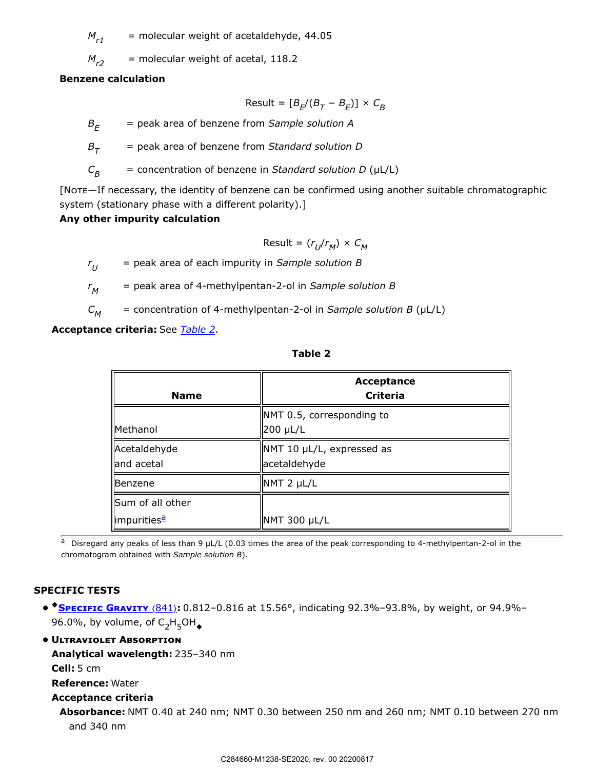$M_{r1}$ = molecular weight of acetaldehyde, 44.05

$M_{r2}$ = molecular weight of acetal, 118.2

**Benzene calculation**

$$\text{Result} = [B_E/(B_T - B_E)] \times C_B$$

$B_E$ = peak area of benzene from *Sample solution A*

$B_T$ = peak area of benzene from *Standard solution D*

$C_B$ = concentration of benzene in *Standard solution D* (µL/L)

[NOTE—If necessary, the identity of benzene can be confirmed using another suitable chromatographic system (stationary phase with a different polarity).]

**Any other impurity calculation**

$$\text{Result} = (r_U/r_M) \times C_M$$

$r_U$ = peak area of each impurity in *Sample solution B*

$r_M$ = peak area of 4-methylpentan-2-ol in *Sample solution B*

$C_M$ = concentration of 4-methylpentan-2-ol in *Sample solution B* (µL/L)

**Acceptance criteria:** See *Table 2*.

**Table 2**

| Name | Acceptance Criteria |
|---|---|
| Methanol | NMT 0.5, corresponding to 200 µL/L |
| Acetaldehyde and acetal | NMT 10 µL/L, expressed as acetaldehyde |
| Benzene | NMT 2 µL/L |
| Sum of all other impurities[a] | NMT 300 µL/L |

[a] Disregard any peaks of less than 9 µL/L (0.03 times the area of the peak corresponding to 4-methylpentan-2-ol in the chromatogram obtained with *Sample solution B*).

## SPECIFIC TESTS

- ◆**SPECIFIC GRAVITY ⟨841⟩:** 0.812–0.816 at 15.56°, indicating 92.3%–93.8%, by weight, or 94.9%–96.0%, by volume, of $C_2H_5OH$◆
- **ULTRAVIOLET ABSORPTION**

  **Analytical wavelength:** 235–340 nm

  **Cell:** 5 cm

  **Reference:** Water

  **Acceptance criteria**

  **Absorbance:** NMT 0.40 at 240 nm; NMT 0.30 between 250 nm and 260 nm; NMT 0.10 between 270 nm and 340 nm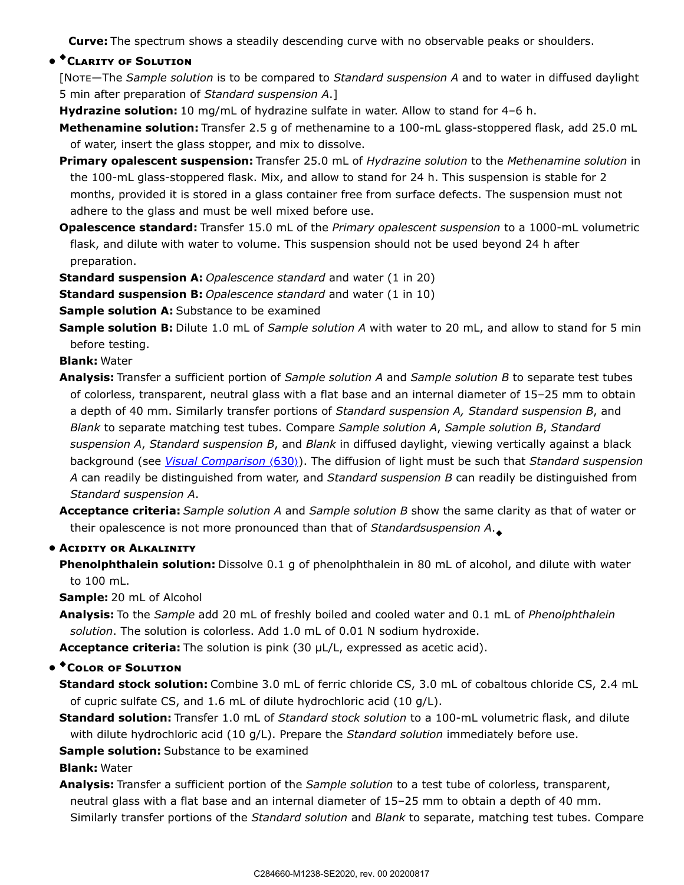**Curve:** The spectrum shows a steadily descending curve with no observable peaks or shoulders.

- ◆**Clarity of Solution**

  [Note—The *Sample solution* is to be compared to *Standard suspension A* and to water in diffused daylight 5 min after preparation of *Standard suspension A*.]

  **Hydrazine solution:** 10 mg/mL of hydrazine sulfate in water. Allow to stand for 4–6 h.

  **Methenamine solution:** Transfer 2.5 g of methenamine to a 100-mL glass-stoppered flask, add 25.0 mL of water, insert the glass stopper, and mix to dissolve.

  **Primary opalescent suspension:** Transfer 25.0 mL of *Hydrazine solution* to the *Methenamine solution* in the 100-mL glass-stoppered flask. Mix, and allow to stand for 24 h. This suspension is stable for 2 months, provided it is stored in a glass container free from surface defects. The suspension must not adhere to the glass and must be well mixed before use.

  **Opalescence standard:** Transfer 15.0 mL of the *Primary opalescent suspension* to a 1000-mL volumetric flask, and dilute with water to volume. This suspension should not be used beyond 24 h after preparation.

  **Standard suspension A:** *Opalescence standard* and water (1 in 20)

  **Standard suspension B:** *Opalescence standard* and water (1 in 10)

  **Sample solution A:** Substance to be examined

  **Sample solution B:** Dilute 1.0 mL of *Sample solution A* with water to 20 mL, and allow to stand for 5 min before testing.

  **Blank:** Water

  **Analysis:** Transfer a sufficient portion of *Sample solution A* and *Sample solution B* to separate test tubes of colorless, transparent, neutral glass with a flat base and an internal diameter of 15–25 mm to obtain a depth of 40 mm. Similarly transfer portions of *Standard suspension A, Standard suspension B*, and *Blank* to separate matching test tubes. Compare *Sample solution A*, *Sample solution B*, *Standard suspension A*, *Standard suspension B*, and *Blank* in diffused daylight, viewing vertically against a black background (see Visual Comparison ⟨630⟩). The diffusion of light must be such that *Standard suspension A* can readily be distinguished from water, and *Standard suspension B* can readily be distinguished from *Standard suspension A*.

  **Acceptance criteria:** *Sample solution A* and *Sample solution B* show the same clarity as that of water or their opalescence is not more pronounced than that of *Standardsuspension A*.◆

- **Acidity or Alkalinity**

  **Phenolphthalein solution:** Dissolve 0.1 g of phenolphthalein in 80 mL of alcohol, and dilute with water to 100 mL.

  **Sample:** 20 mL of Alcohol

  **Analysis:** To the *Sample* add 20 mL of freshly boiled and cooled water and 0.1 mL of *Phenolphthalein solution*. The solution is colorless. Add 1.0 mL of 0.01 N sodium hydroxide.

  **Acceptance criteria:** The solution is pink (30 µL/L, expressed as acetic acid).

- ◆**Color of Solution**

  **Standard stock solution:** Combine 3.0 mL of ferric chloride CS, 3.0 mL of cobaltous chloride CS, 2.4 mL of cupric sulfate CS, and 1.6 mL of dilute hydrochloric acid (10 g/L).

  **Standard solution:** Transfer 1.0 mL of *Standard stock solution* to a 100-mL volumetric flask, and dilute with dilute hydrochloric acid (10 g/L). Prepare the *Standard solution* immediately before use.

  **Sample solution:** Substance to be examined

  **Blank:** Water

  **Analysis:** Transfer a sufficient portion of the *Sample solution* to a test tube of colorless, transparent, neutral glass with a flat base and an internal diameter of 15–25 mm to obtain a depth of 40 mm. Similarly transfer portions of the *Standard solution* and *Blank* to separate, matching test tubes. Compare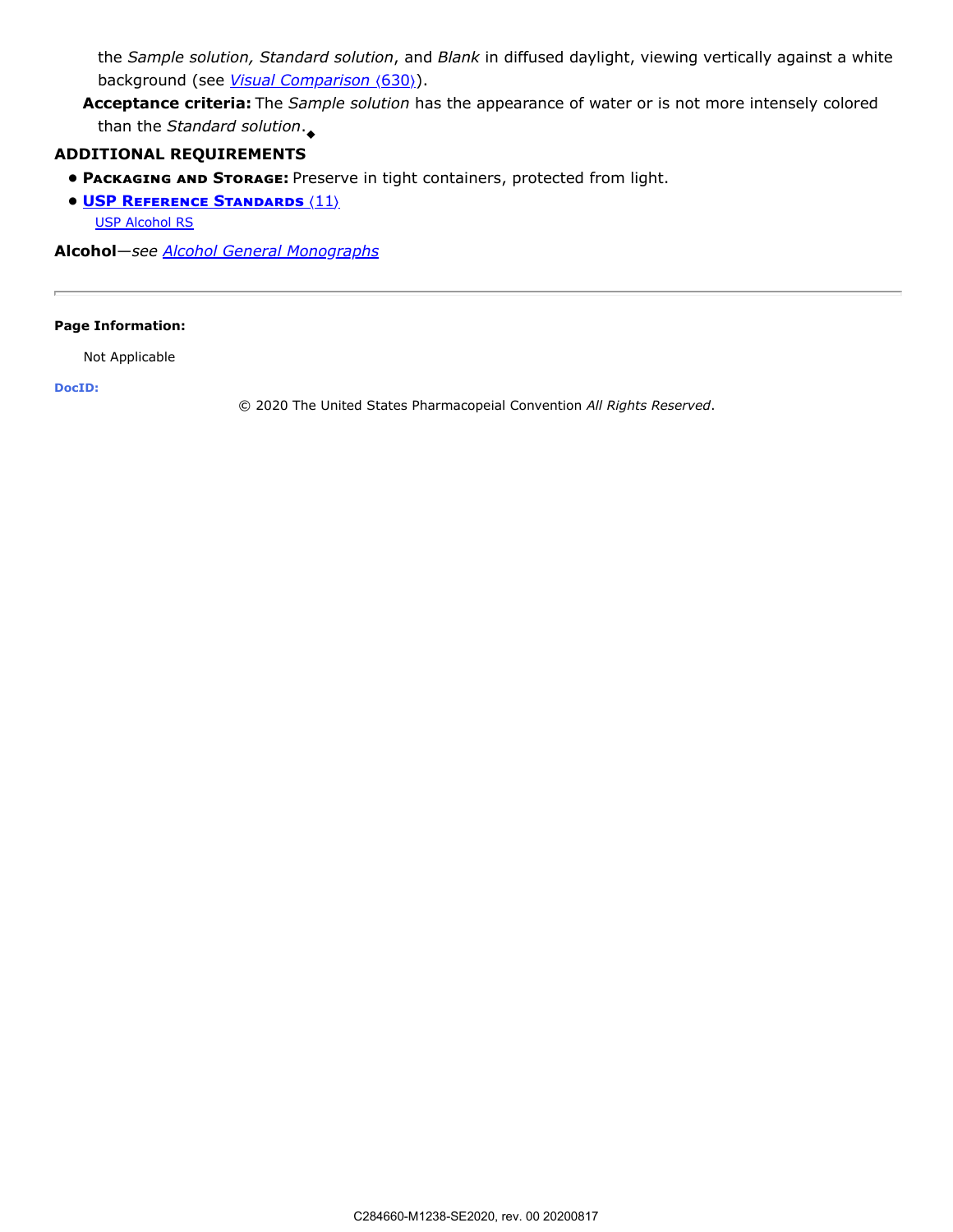the *Sample solution, Standard solution*, and *Blank* in diffused daylight, viewing vertically against a white background (see *Visual Comparison* ⟨630⟩).

**Acceptance criteria:** The *Sample solution* has the appearance of water or is not more intensely colored than the *Standard solution*.◆

## ADDITIONAL REQUIREMENTS

- **Packaging and Storage:** Preserve in tight containers, protected from light.
- **USP Reference Standards ⟨11⟩**
  USP Alcohol RS

**Alcohol**—*see Alcohol General Monographs*

---

**Page Information:**

Not Applicable

**DocID:**

© 2020 The United States Pharmacopeial Convention *All Rights Reserved*.

C284660-M1238-SE2020, rev. 00 20200817